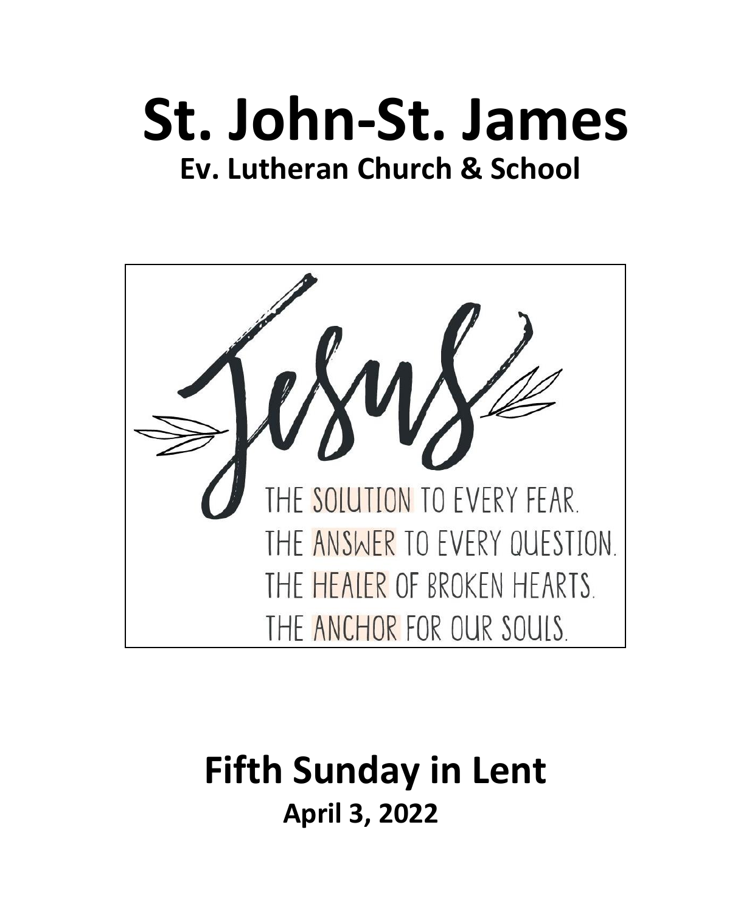# St. John-St. James

## Ev. Lutheran Church & School

Jesus

THE SOLUTION TO EVERY FEAR.
THE ANSWER TO EVERY QUESTION.
THE HEALER OF BROKEN HEARTS.
THE ANCHOR FOR OUR SOULS.

## Fifth Sunday in Lent

### April 3, 2022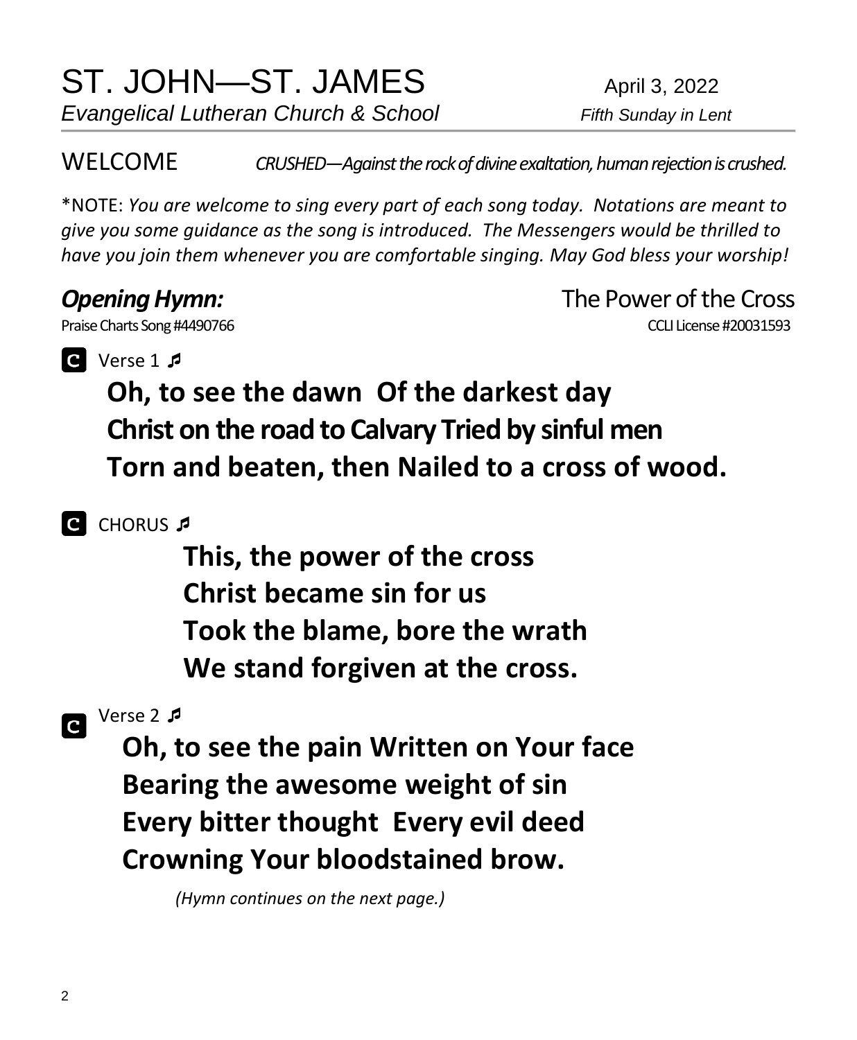# ST. JOHN—ST. JAMES

*Evangelical Lutheran Church & School*

April 3, 2022

*Fifth Sunday in Lent*

WELCOME *CRUSHED—Against the rock of divine exaltation, human rejection is crushed.*

*NOTE: *You are welcome to sing every part of each song today. Notations are meant to give you some guidance as the song is introduced. The Messengers would be thrilled to have you join them whenever you are comfortable singing. May God bless your worship!*

***Opening Hymn:*** The Power of the Cross

Praise Charts Song #4490766 CCLI License #20031593

**C** Verse 1 ♬

**Oh, to see the dawn Of the darkest day**
**Christ on the road to Calvary Tried by sinful men**
**Torn and beaten, then Nailed to a cross of wood.**

**C** CHORUS ♬

**This, the power of the cross**
**Christ became sin for us**
**Took the blame, bore the wrath**
**We stand forgiven at the cross.**

**C** Verse 2 ♬

**Oh, to see the pain Written on Your face**
**Bearing the awesome weight of sin**
**Every bitter thought Every evil deed**
**Crowning Your bloodstained brow.**

*(Hymn continues on the next page.)*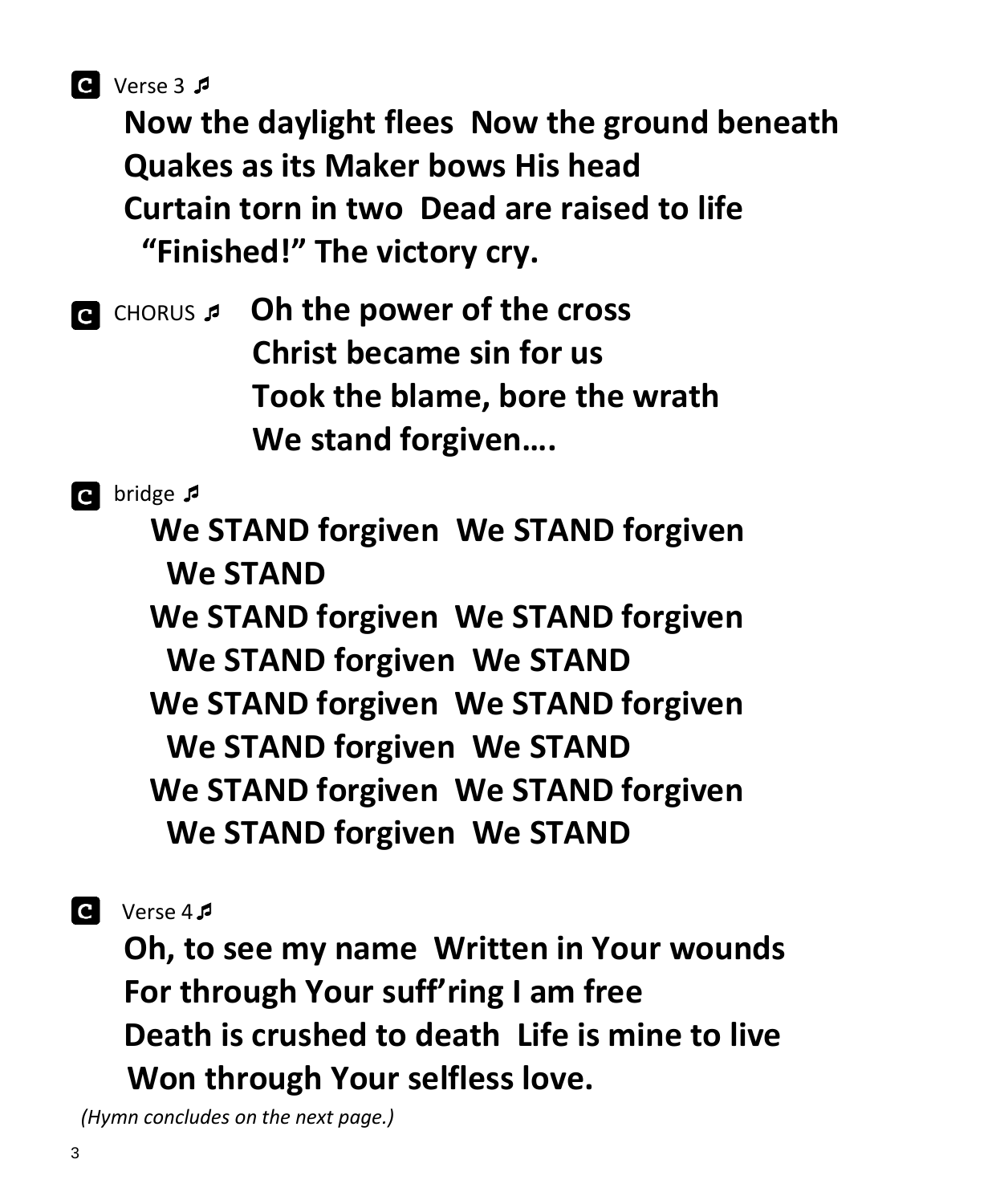**C** Verse 3 ♬

**Now the daylight flees  Now the ground beneath**
**Quakes as its Maker bows His head**
**Curtain torn in two  Dead are raised to life**
**"Finished!" The victory cry.**

**C** CHORUS ♬ **Oh the power of the cross**
**Christ became sin for us**
**Took the blame, bore the wrath**
**We stand forgiven….**

**C** bridge ♬

**We STAND forgiven  We STAND forgiven**
**We STAND**
**We STAND forgiven  We STAND forgiven**
**We STAND forgiven  We STAND**
**We STAND forgiven  We STAND forgiven**
**We STAND forgiven  We STAND**
**We STAND forgiven  We STAND forgiven**
**We STAND forgiven  We STAND**

**C** Verse 4 ♬

**Oh, to see my name  Written in Your wounds**
**For through Your suff'ring I am free**
**Death is crushed to death  Life is mine to live**
**Won through Your selfless love.**

*(Hymn concludes on the next page.)*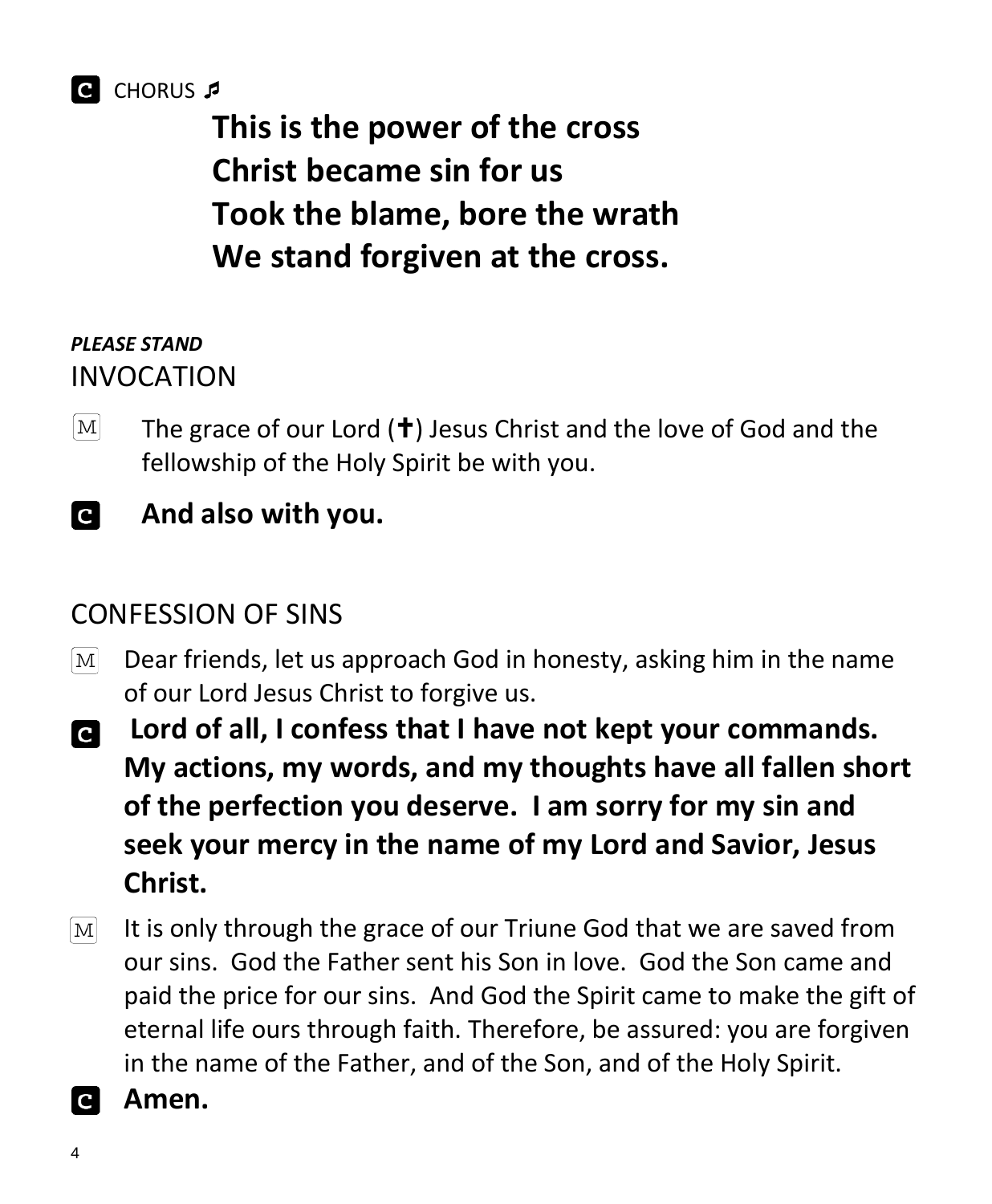**C** CHORUS ♬

> **This is the power of the cross**
> **Christ became sin for us**
> **Took the blame, bore the wrath**
> **We stand forgiven at the cross.**

***PLEASE STAND***

## INVOCATION

**M** The grace of our Lord (✝) Jesus Christ and the love of God and the fellowship of the Holy Spirit be with you.

**C** **And also with you.**

## CONFESSION OF SINS

**M** Dear friends, let us approach God in honesty, asking him in the name of our Lord Jesus Christ to forgive us.

**C** **Lord of all, I confess that I have not kept your commands. My actions, my words, and my thoughts have all fallen short of the perfection you deserve. I am sorry for my sin and seek your mercy in the name of my Lord and Savior, Jesus Christ.**

**M** It is only through the grace of our Triune God that we are saved from our sins. God the Father sent his Son in love. God the Son came and paid the price for our sins. And God the Spirit came to make the gift of eternal life ours through faith. Therefore, be assured: you are forgiven in the name of the Father, and of the Son, and of the Holy Spirit.

**C** **Amen.**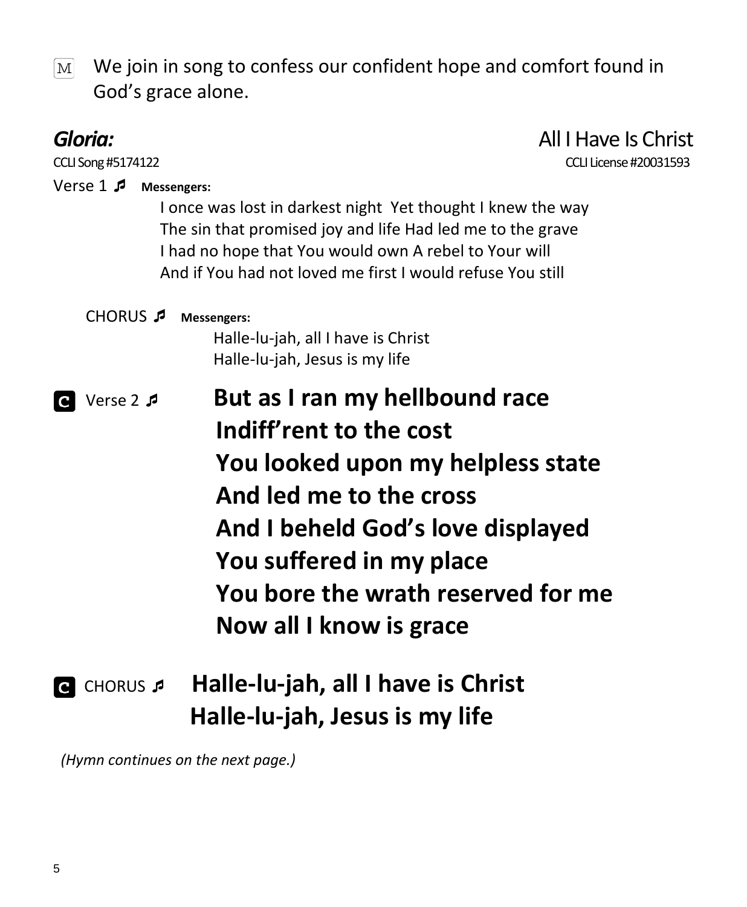[M] We join in song to confess our confident hope and comfort found in God's grace alone.

***Gloria:*** All I Have Is Christ

CCLI Song #5174122 CCLI License #20031593

Verse 1 ♬ **Messengers:**

I once was lost in darkest night Yet thought I knew the way
The sin that promised joy and life Had led me to the grave
I had no hope that You would own A rebel to Your will
And if You had not loved me first I would refuse You still

CHORUS ♬ **Messengers:**

Halle-lu-jah, all I have is Christ
Halle-lu-jah, Jesus is my life

**C** Verse 2 ♬

**But as I ran my hellbound race**
**Indiff'rent to the cost**
**You looked upon my helpless state**
**And led me to the cross**
**And I beheld God's love displayed**
**You suffered in my place**
**You bore the wrath reserved for me**
**Now all I know is grace**

**C** CHORUS ♬

**Halle-lu-jah, all I have is Christ**
**Halle-lu-jah, Jesus is my life**

*(Hymn continues on the next page.)*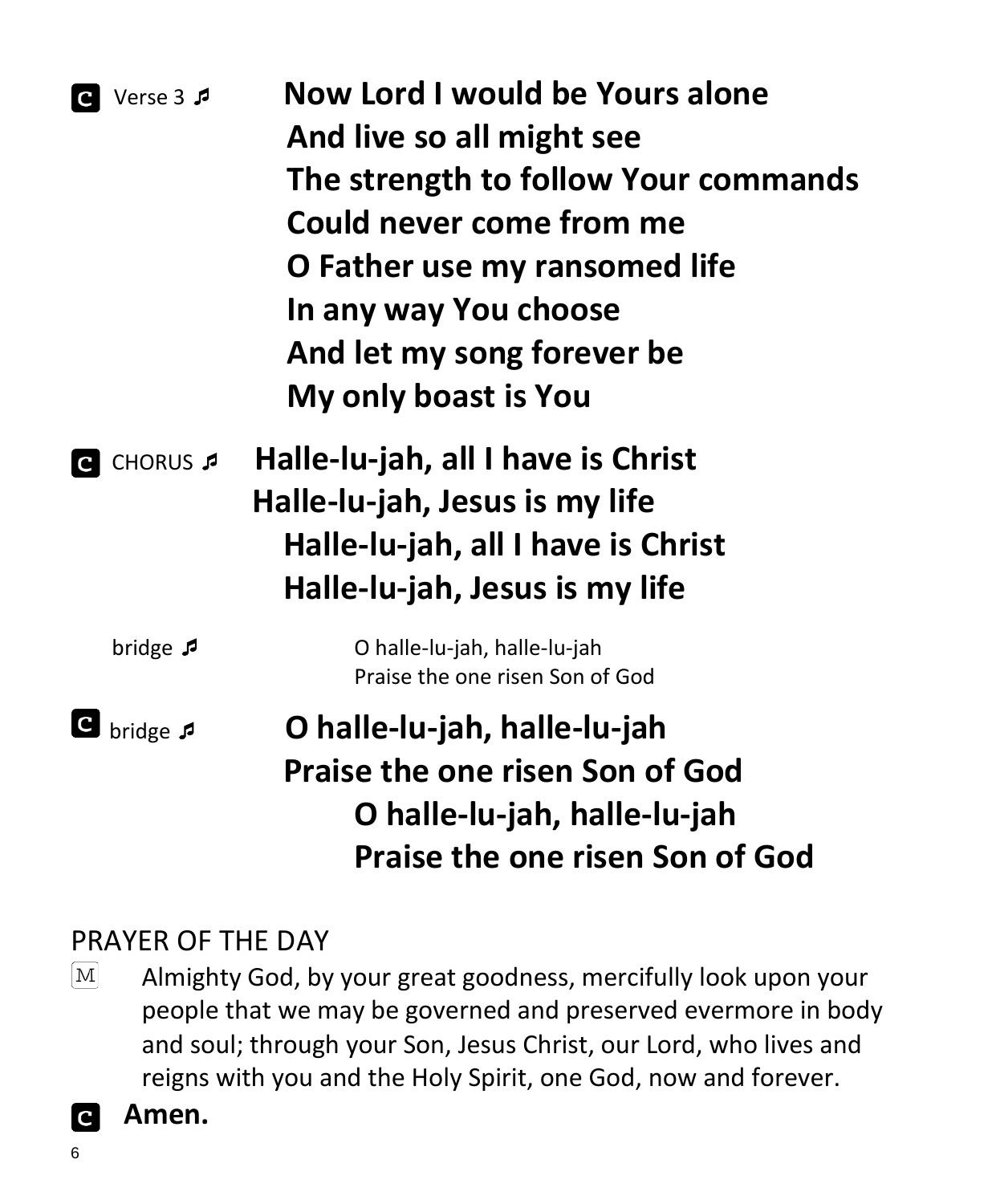**C** Verse 3 ♬

**Now Lord I would be Yours alone**
**And live so all might see**
**The strength to follow Your commands**
**Could never come from me**
**O Father use my ransomed life**
**In any way You choose**
**And let my song forever be**
**My only boast is You**

**C** CHORUS ♬

**Halle-lu-jah, all I have is Christ**
**Halle-lu-jah, Jesus is my life**
**Halle-lu-jah, all I have is Christ**
**Halle-lu-jah, Jesus is my life**

bridge ♬

O halle-lu-jah, halle-lu-jah
Praise the one risen Son of God

**C** bridge ♬

**O halle-lu-jah, halle-lu-jah**
**Praise the one risen Son of God**
**O halle-lu-jah, halle-lu-jah**
**Praise the one risen Son of God**

## PRAYER OF THE DAY

M Almighty God, by your great goodness, mercifully look upon your people that we may be governed and preserved evermore in body and soul; through your Son, Jesus Christ, our Lord, who lives and reigns with you and the Holy Spirit, one God, now and forever.

**C** **Amen.**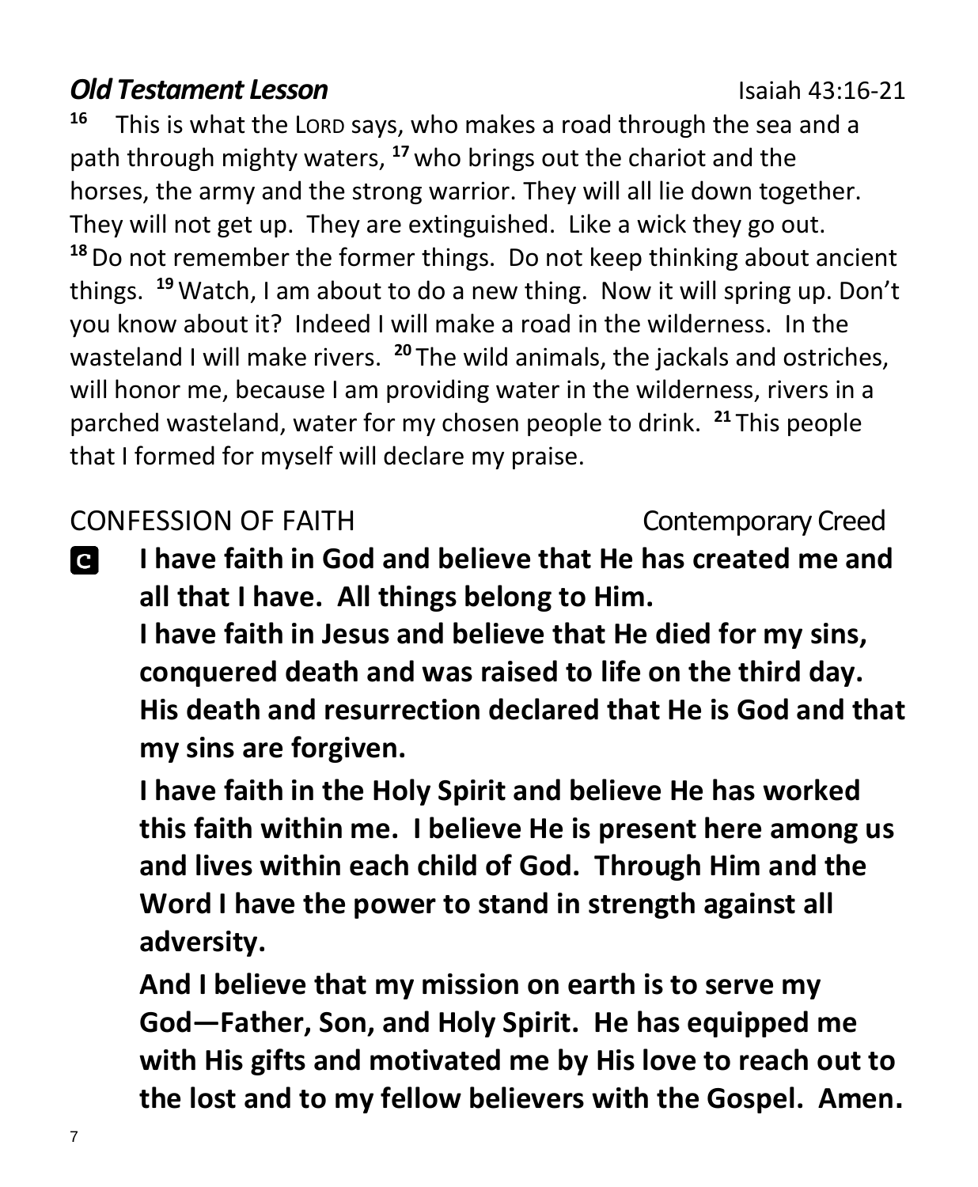***Old Testament Lesson*** Isaiah 43:16-21

[16] This is what the LORD says, who makes a road through the sea and a path through mighty waters, [17] who brings out the chariot and the horses, the army and the strong warrior. They will all lie down together. They will not get up. They are extinguished. Like a wick they go out. [18] Do not remember the former things. Do not keep thinking about ancient things. [19] Watch, I am about to do a new thing. Now it will spring up. Don't you know about it? Indeed I will make a road in the wilderness. In the wasteland I will make rivers. [20] The wild animals, the jackals and ostriches, will honor me, because I am providing water in the wilderness, rivers in a parched wasteland, water for my chosen people to drink. [21] This people that I formed for myself will declare my praise.

CONFESSION OF FAITH Contemporary Creed

**C** **I have faith in God and believe that He has created me and all that I have. All things belong to Him.**

**I have faith in Jesus and believe that He died for my sins, conquered death and was raised to life on the third day. His death and resurrection declared that He is God and that my sins are forgiven.**

**I have faith in the Holy Spirit and believe He has worked this faith within me. I believe He is present here among us and lives within each child of God. Through Him and the Word I have the power to stand in strength against all adversity.**

**And I believe that my mission on earth is to serve my God—Father, Son, and Holy Spirit. He has equipped me with His gifts and motivated me by His love to reach out to the lost and to my fellow believers with the Gospel. Amen.**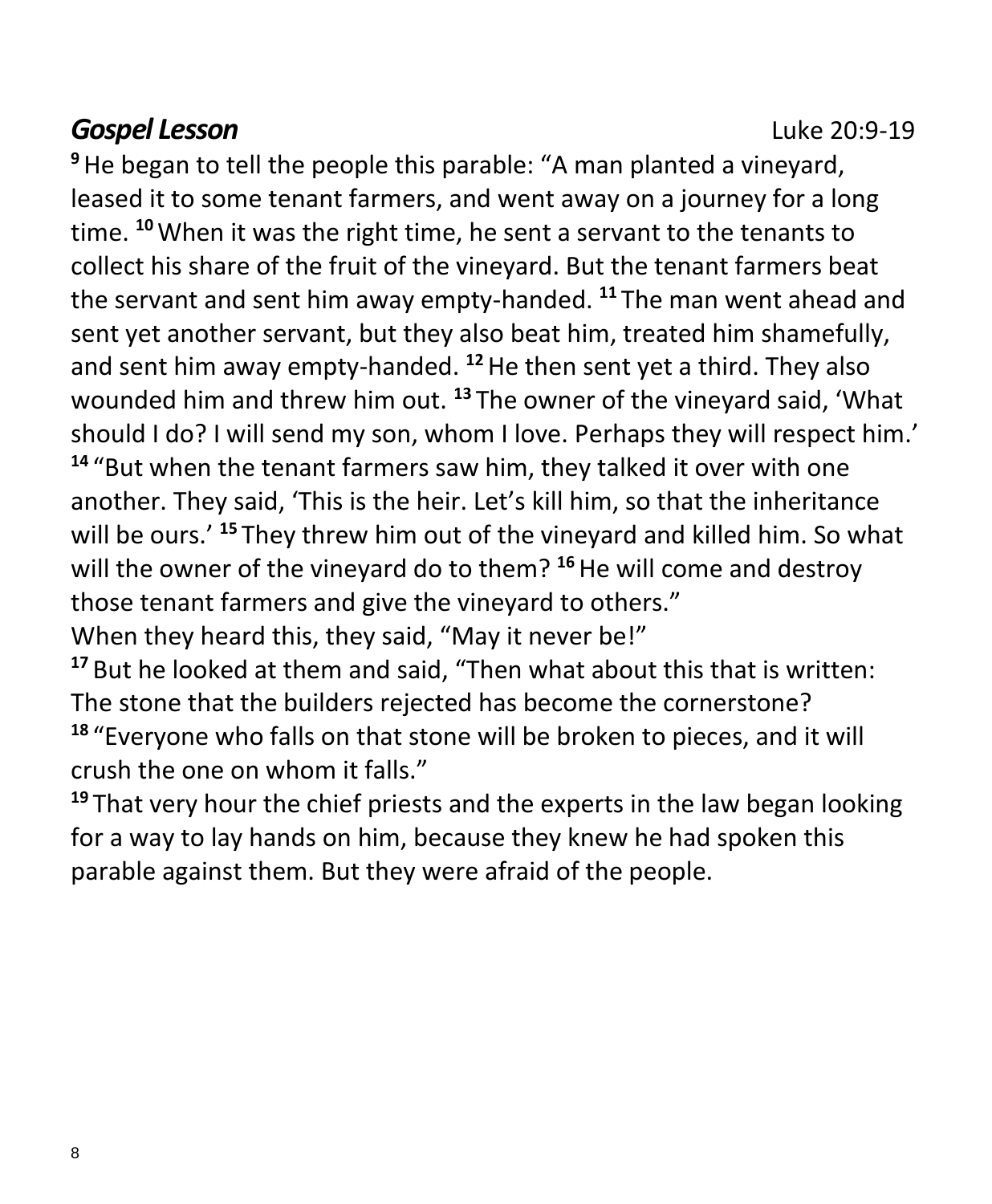## ***Gospel Lesson*** Luke 20:9-19

[9] He began to tell the people this parable: "A man planted a vineyard, leased it to some tenant farmers, and went away on a journey for a long time. [10] When it was the right time, he sent a servant to the tenants to collect his share of the fruit of the vineyard. But the tenant farmers beat the servant and sent him away empty-handed. [11] The man went ahead and sent yet another servant, but they also beat him, treated him shamefully, and sent him away empty-handed. [12] He then sent yet a third. They also wounded him and threw him out. [13] The owner of the vineyard said, 'What should I do? I will send my son, whom I love. Perhaps they will respect him.' [14] "But when the tenant farmers saw him, they talked it over with one another. They said, 'This is the heir. Let's kill him, so that the inheritance will be ours.' [15] They threw him out of the vineyard and killed him. So what will the owner of the vineyard do to them? [16] He will come and destroy those tenant farmers and give the vineyard to others."

When they heard this, they said, "May it never be!"

[17] But he looked at them and said, "Then what about this that is written: The stone that the builders rejected has become the cornerstone?

[18] "Everyone who falls on that stone will be broken to pieces, and it will crush the one on whom it falls."

[19] That very hour the chief priests and the experts in the law began looking for a way to lay hands on him, because they knew he had spoken this parable against them. But they were afraid of the people.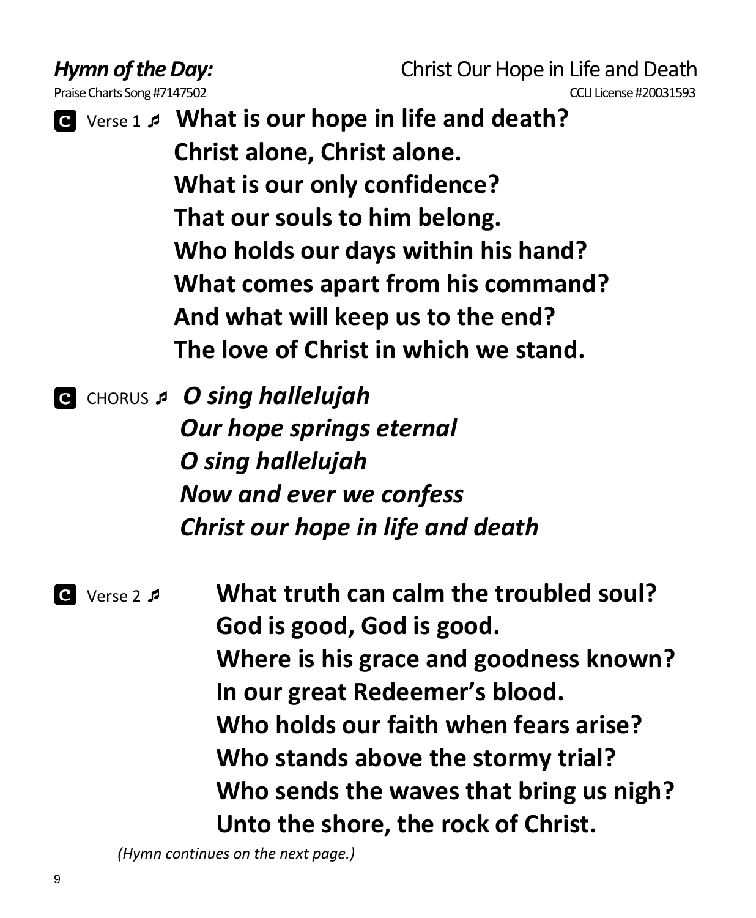***Hymn of the Day:*** Christ Our Hope in Life and Death

Praise Charts Song #7147502 CCLI License #20031593

**C** Verse 1 ♬ **What is our hope in life and death?**
**Christ alone, Christ alone.**
**What is our only confidence?**
**That our souls to him belong.**
**Who holds our days within his hand?**
**What comes apart from his command?**
**And what will keep us to the end?**
**The love of Christ in which we stand.**

**C** CHORUS ♬ ***O sing hallelujah***
***Our hope springs eternal***
***O sing hallelujah***
***Now and ever we confess***
***Christ our hope in life and death***

**C** Verse 2 ♬ **What truth can calm the troubled soul?**
**God is good, God is good.**
**Where is his grace and goodness known?**
**In our great Redeemer's blood.**
**Who holds our faith when fears arise?**
**Who stands above the stormy trial?**
**Who sends the waves that bring us nigh?**
**Unto the shore, the rock of Christ.**

*(Hymn continues on the next page.)*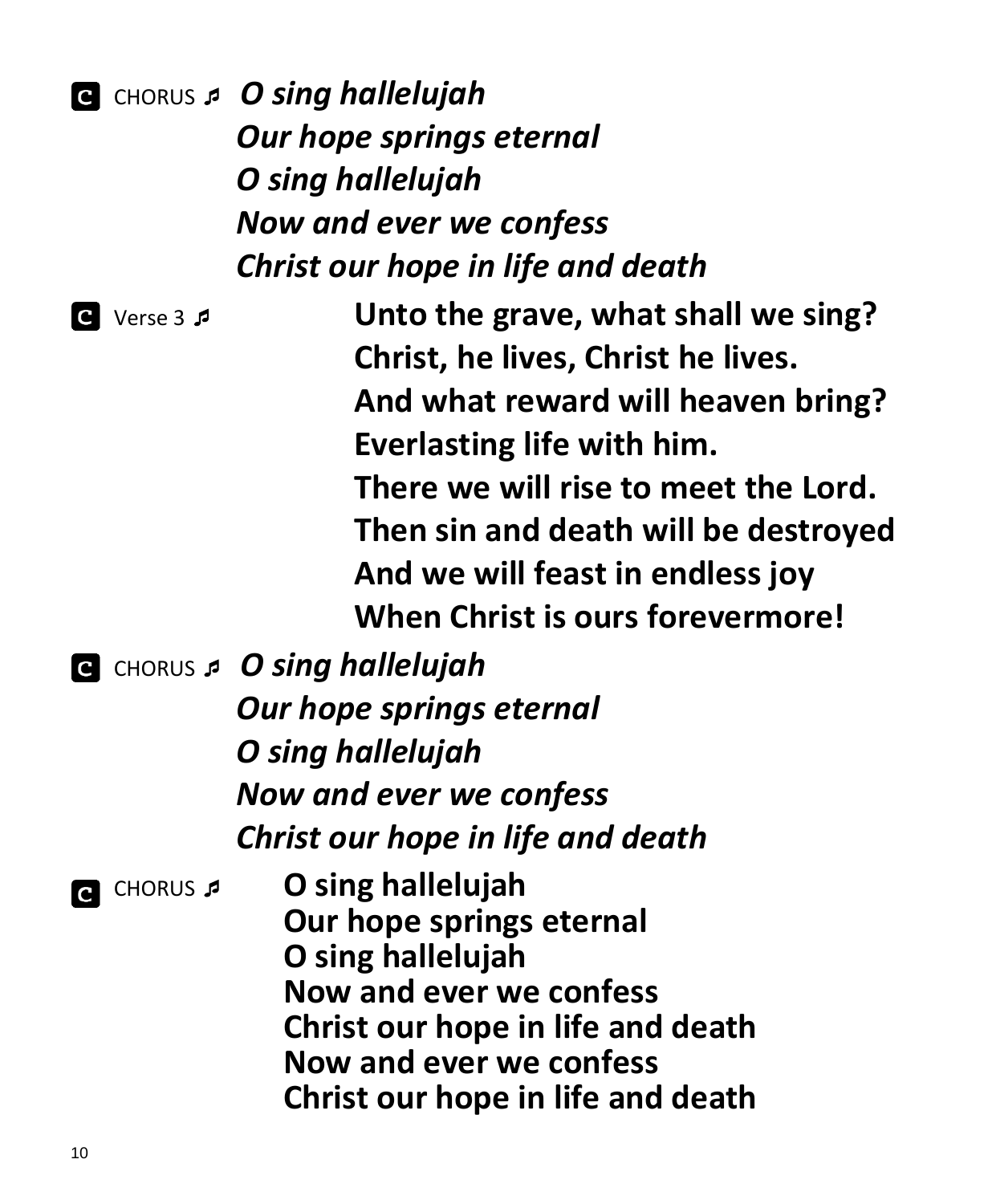**C** CHORUS ♬ ***O sing hallelujah***
***Our hope springs eternal***
***O sing hallelujah***
***Now and ever we confess***
***Christ our hope in life and death***

**C** Verse 3 ♬ **Unto the grave, what shall we sing?**
**Christ, he lives, Christ he lives.**
**And what reward will heaven bring?**
**Everlasting life with him.**
**There we will rise to meet the Lord.**
**Then sin and death will be destroyed**
**And we will feast in endless joy**
**When Christ is ours forevermore!**

**C** CHORUS ♬ ***O sing hallelujah***
***Our hope springs eternal***
***O sing hallelujah***
***Now and ever we confess***
***Christ our hope in life and death***

**C** CHORUS ♬ **O sing hallelujah**
**Our hope springs eternal**
**O sing hallelujah**
**Now and ever we confess**
**Christ our hope in life and death**
**Now and ever we confess**
**Christ our hope in life and death**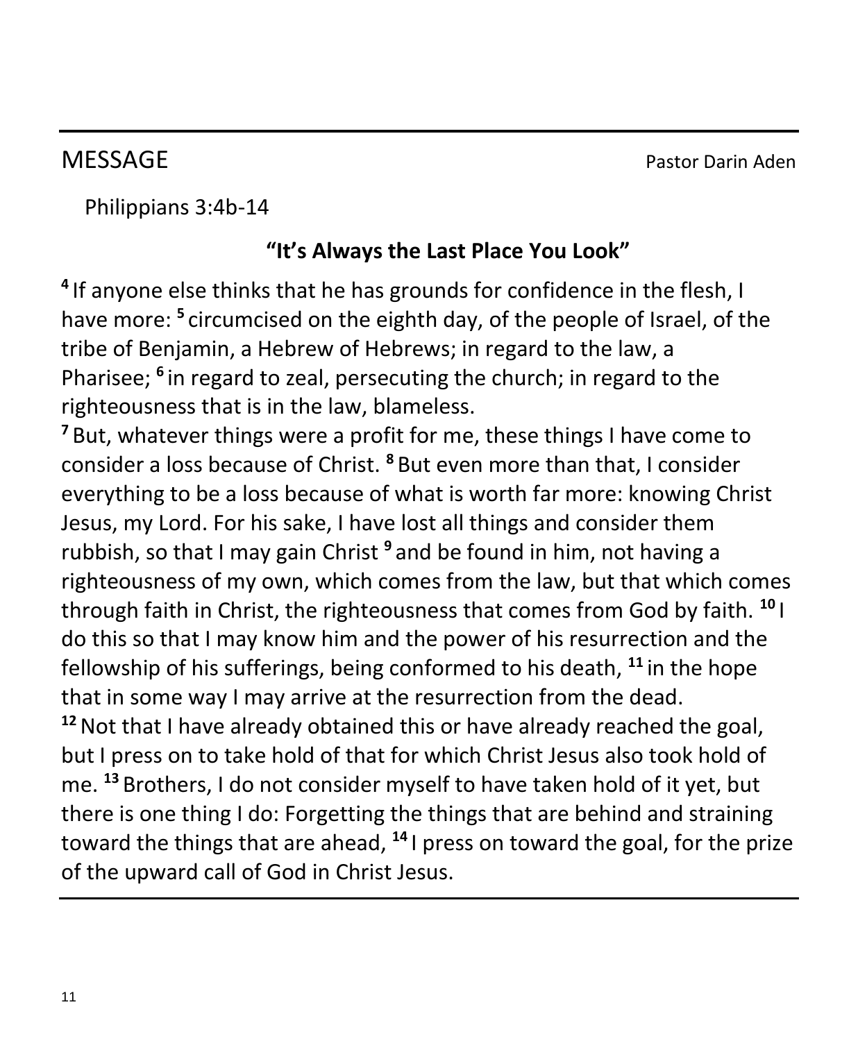## MESSAGE

Pastor Darin Aden

Philippians 3:4b-14

**"It's Always the Last Place You Look"**

**4** If anyone else thinks that he has grounds for confidence in the flesh, I have more: **5** circumcised on the eighth day, of the people of Israel, of the tribe of Benjamin, a Hebrew of Hebrews; in regard to the law, a Pharisee; **6** in regard to zeal, persecuting the church; in regard to the righteousness that is in the law, blameless.

**7** But, whatever things were a profit for me, these things I have come to consider a loss because of Christ. **8** But even more than that, I consider everything to be a loss because of what is worth far more: knowing Christ Jesus, my Lord. For his sake, I have lost all things and consider them rubbish, so that I may gain Christ **9** and be found in him, not having a righteousness of my own, which comes from the law, but that which comes through faith in Christ, the righteousness that comes from God by faith. **10** I do this so that I may know him and the power of his resurrection and the fellowship of his sufferings, being conformed to his death, **11** in the hope that in some way I may arrive at the resurrection from the dead.

**12** Not that I have already obtained this or have already reached the goal, but I press on to take hold of that for which Christ Jesus also took hold of me. **13** Brothers, I do not consider myself to have taken hold of it yet, but there is one thing I do: Forgetting the things that are behind and straining toward the things that are ahead, **14** I press on toward the goal, for the prize of the upward call of God in Christ Jesus.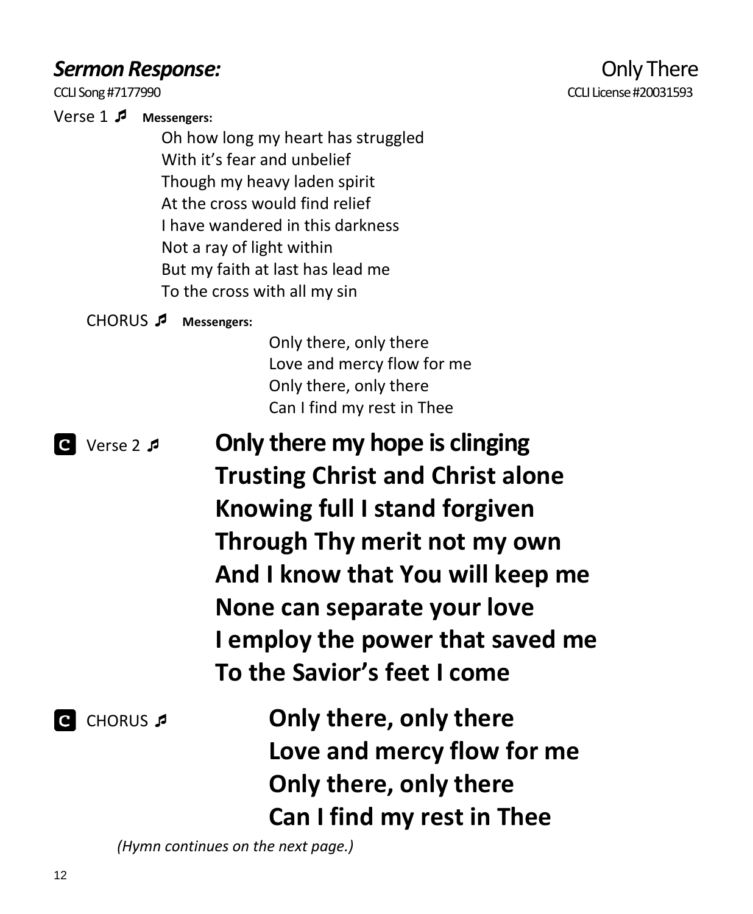***Sermon Response:*** Only There

CCLI Song #7177990 CCLI License #20031593

Verse 1 ♬ **Messengers:**

Oh how long my heart has struggled
With it's fear and unbelief
Though my heavy laden spirit
At the cross would find relief
I have wandered in this darkness
Not a ray of light within
But my faith at last has lead me
To the cross with all my sin

CHORUS ♬ **Messengers:**

Only there, only there
Love and mercy flow for me
Only there, only there
Can I find my rest in Thee

**C** Verse 2 ♬

**Only there my hope is clinging**
**Trusting Christ and Christ alone**
**Knowing full I stand forgiven**
**Through Thy merit not my own**
**And I know that You will keep me**
**None can separate your love**
**I employ the power that saved me**
**To the Savior's feet I come**

**C** CHORUS ♬

**Only there, only there**
**Love and mercy flow for me**
**Only there, only there**
**Can I find my rest in Thee**

*(Hymn continues on the next page.)*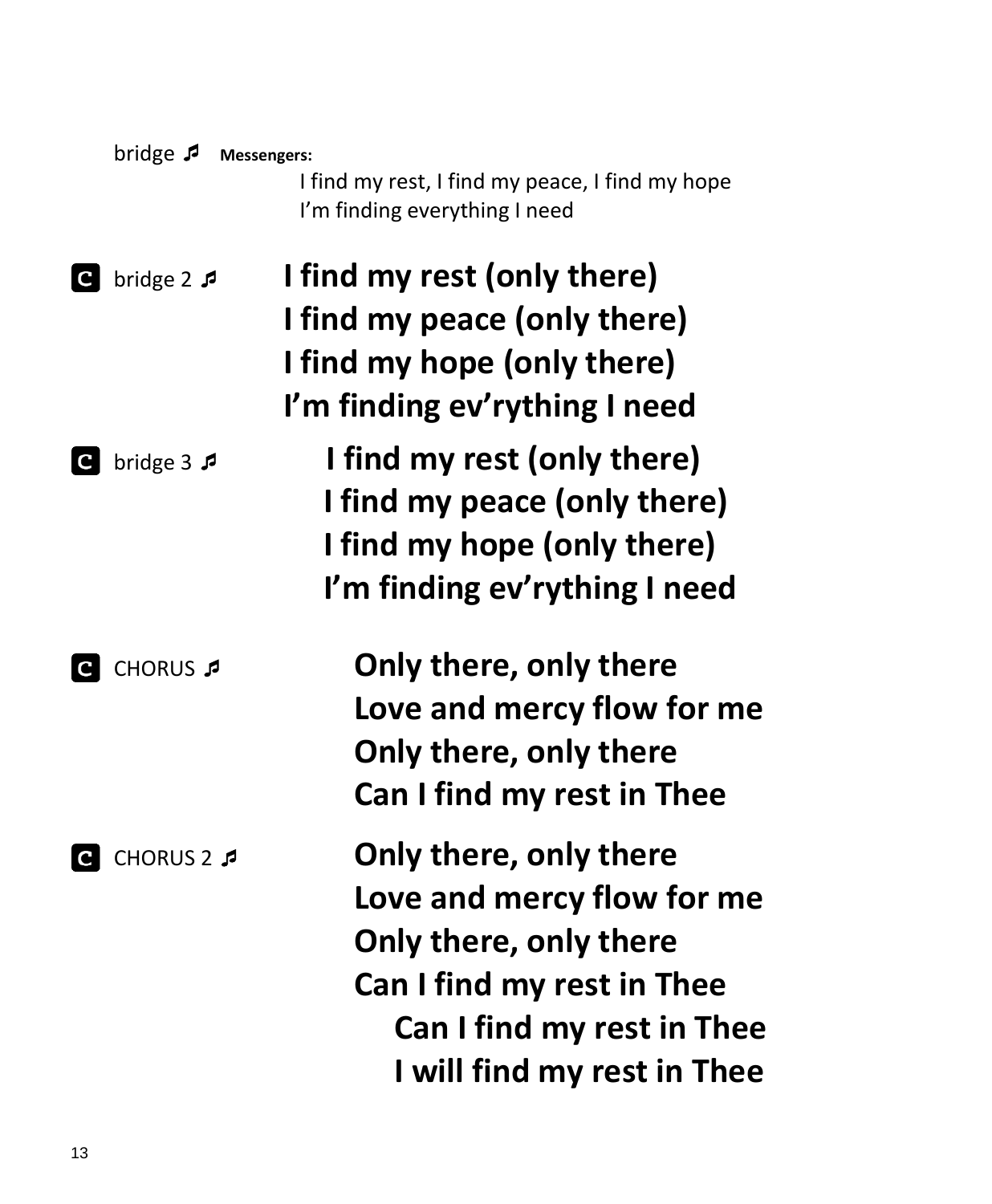bridge ♬ **Messengers:**

I find my rest, I find my peace, I find my hope
I'm finding everything I need

**C** bridge 2 ♬

**I find my rest (only there)**
**I find my peace (only there)**
**I find my hope (only there)**
**I'm finding ev'rything I need**

**C** bridge 3 ♬

**I find my rest (only there)**
**I find my peace (only there)**
**I find my hope (only there)**
**I'm finding ev'rything I need**

**C** CHORUS ♬

**Only there, only there**
**Love and mercy flow for me**
**Only there, only there**
**Can I find my rest in Thee**

**C** CHORUS 2 ♬

**Only there, only there**
**Love and mercy flow for me**
**Only there, only there**
**Can I find my rest in Thee**
**Can I find my rest in Thee**
**I will find my rest in Thee**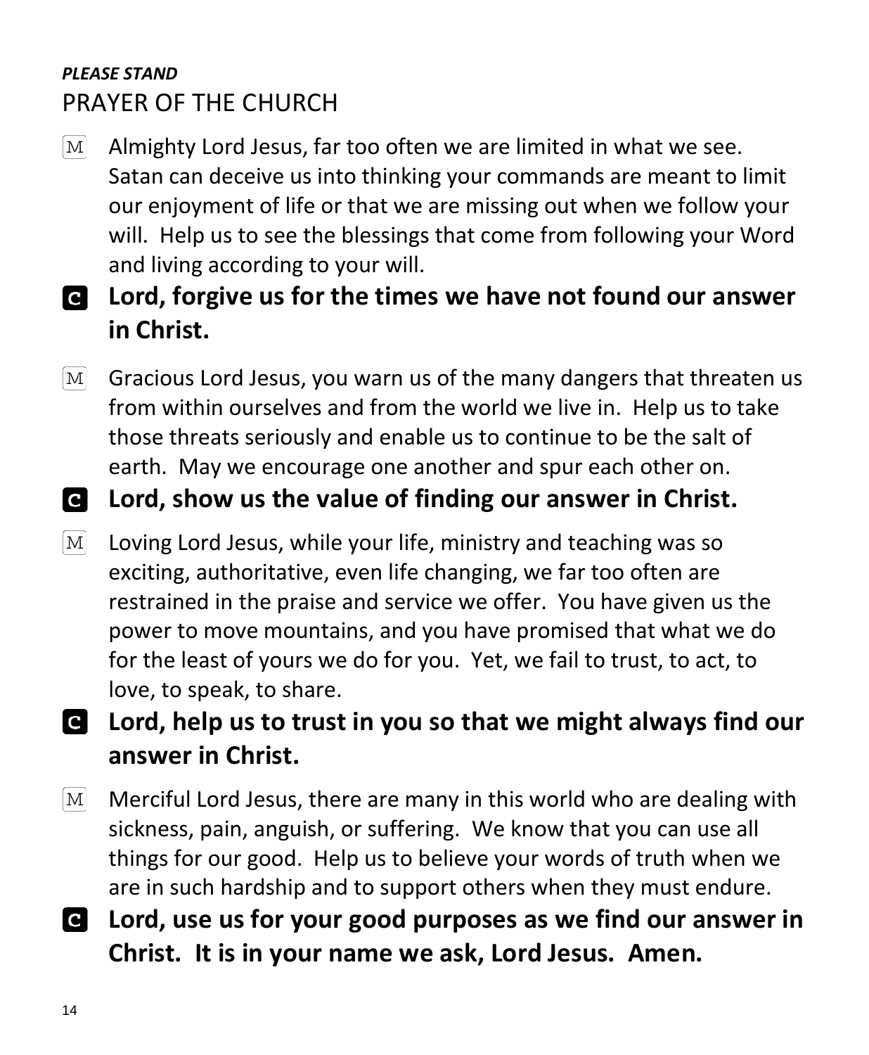***PLEASE STAND***

## PRAYER OF THE CHURCH

M Almighty Lord Jesus, far too often we are limited in what we see. Satan can deceive us into thinking your commands are meant to limit our enjoyment of life or that we are missing out when we follow your will. Help us to see the blessings that come from following your Word and living according to your will.

**C Lord, forgive us for the times we have not found our answer in Christ.**

M Gracious Lord Jesus, you warn us of the many dangers that threaten us from within ourselves and from the world we live in. Help us to take those threats seriously and enable us to continue to be the salt of earth. May we encourage one another and spur each other on.

**C Lord, show us the value of finding our answer in Christ.**

M Loving Lord Jesus, while your life, ministry and teaching was so exciting, authoritative, even life changing, we far too often are restrained in the praise and service we offer. You have given us the power to move mountains, and you have promised that what we do for the least of yours we do for you. Yet, we fail to trust, to act, to love, to speak, to share.

**C Lord, help us to trust in you so that we might always find our answer in Christ.**

M Merciful Lord Jesus, there are many in this world who are dealing with sickness, pain, anguish, or suffering. We know that you can use all things for our good. Help us to believe your words of truth when we are in such hardship and to support others when they must endure.

**C Lord, use us for your good purposes as we find our answer in Christ. It is in your name we ask, Lord Jesus. Amen.**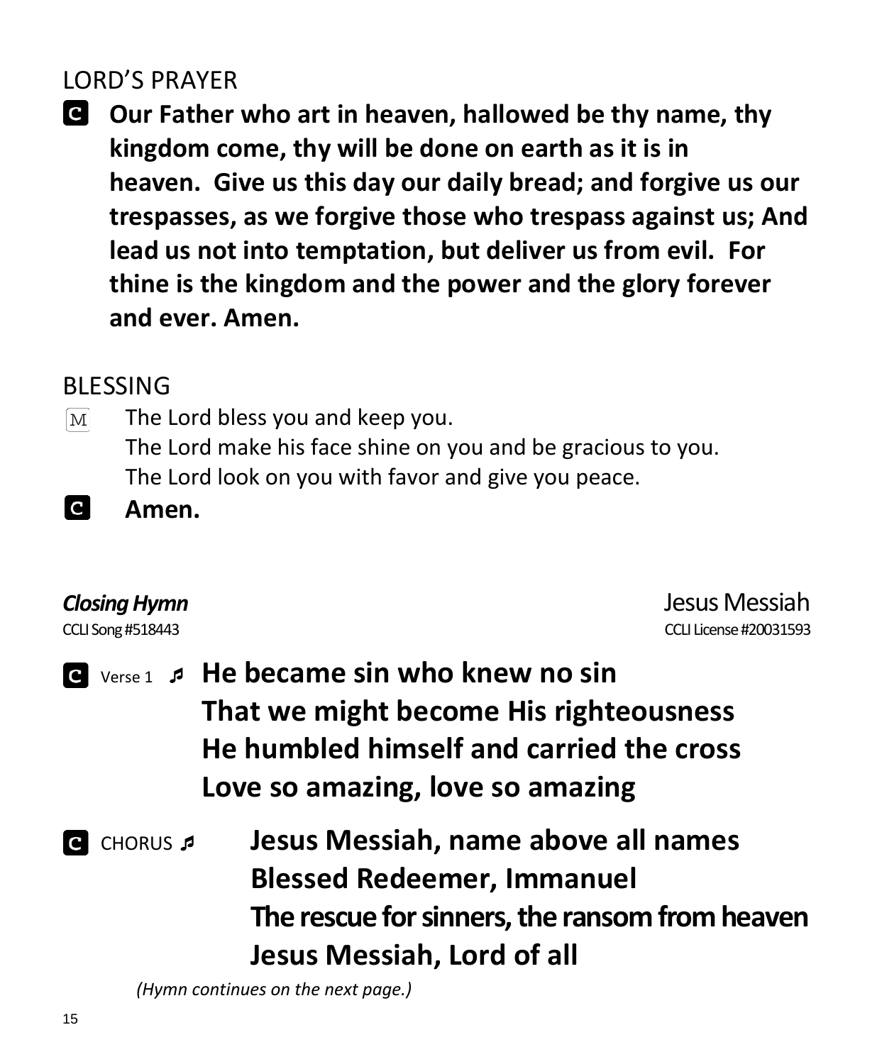## LORD'S PRAYER

**C** **Our Father who art in heaven, hallowed be thy name, thy kingdom come, thy will be done on earth as it is in heaven. Give us this day our daily bread; and forgive us our trespasses, as we forgive those who trespass against us; And lead us not into temptation, but deliver us from evil. For thine is the kingdom and the power and the glory forever and ever. Amen.**

## BLESSING

M The Lord bless you and keep you.
The Lord make his face shine on you and be gracious to you.
The Lord look on you with favor and give you peace.

**C** **Amen.**

***Closing Hymn*** Jesus Messiah

CCLI Song #518443 CCLI License #20031593

**C** Verse 1 ♬ **He became sin who knew no sin**
**That we might become His righteousness**
**He humbled himself and carried the cross**
**Love so amazing, love so amazing**

**C** CHORUS ♬ **Jesus Messiah, name above all names**
**Blessed Redeemer, Immanuel**
**The rescue for sinners, the ransom from heaven**
**Jesus Messiah, Lord of all**

*(Hymn continues on the next page.)*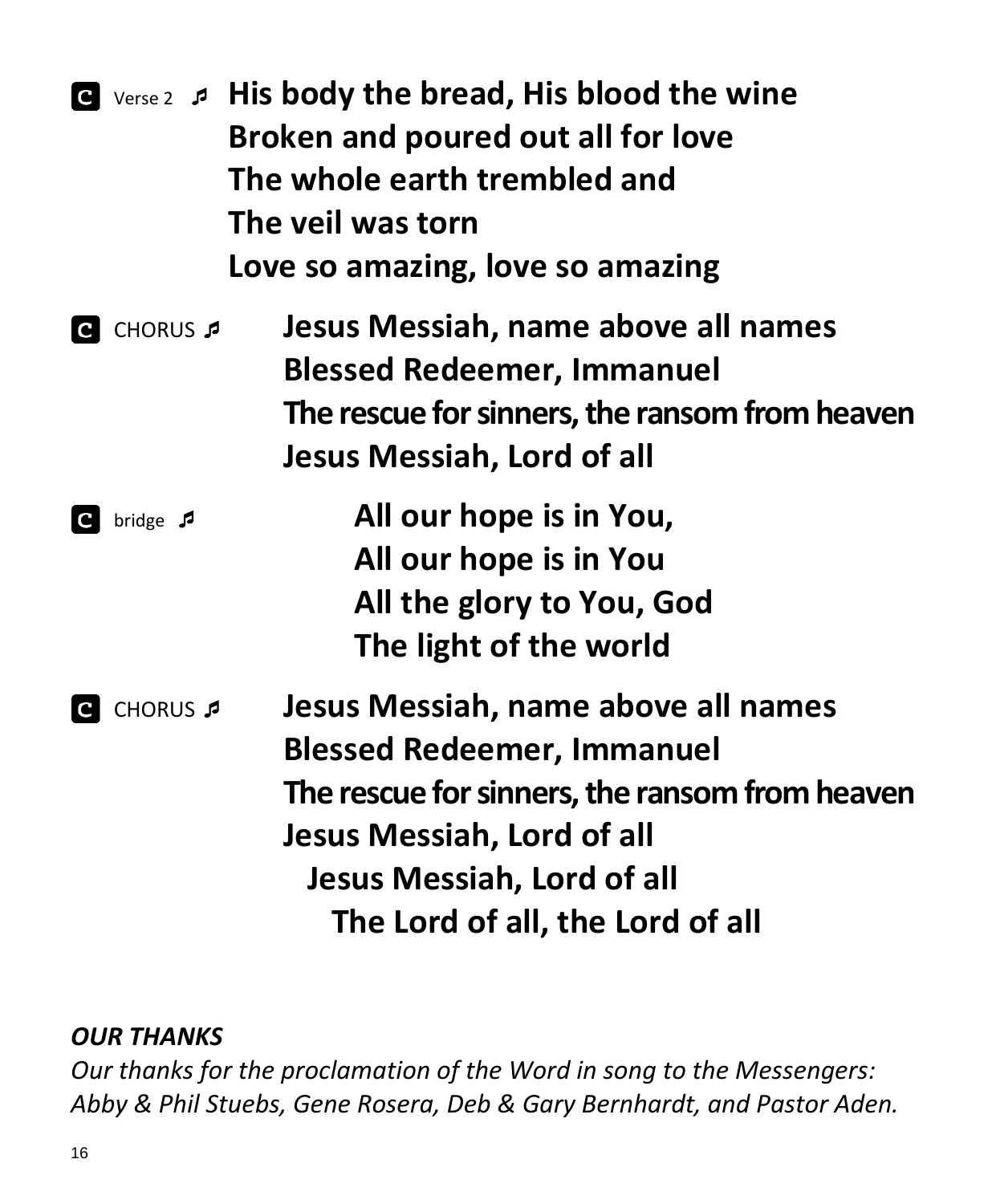**C** Verse 2 ♬ **His body the bread, His blood the wine**
**Broken and poured out all for love**
**The whole earth trembled and**
**The veil was torn**
**Love so amazing, love so amazing**

**C** CHORUS ♬ **Jesus Messiah, name above all names**
**Blessed Redeemer, Immanuel**
**The rescue for sinners, the ransom from heaven**
**Jesus Messiah, Lord of all**

**C** bridge ♬ **All our hope is in You,**
**All our hope is in You**
**All the glory to You, God**
**The light of the world**

**C** CHORUS ♬ **Jesus Messiah, name above all names**
**Blessed Redeemer, Immanuel**
**The rescue for sinners, the ransom from heaven**
**Jesus Messiah, Lord of all**
**Jesus Messiah, Lord of all**
**The Lord of all, the Lord of all**

***OUR THANKS***

*Our thanks for the proclamation of the Word in song to the Messengers: Abby & Phil Stuebs, Gene Rosera, Deb & Gary Bernhardt, and Pastor Aden.*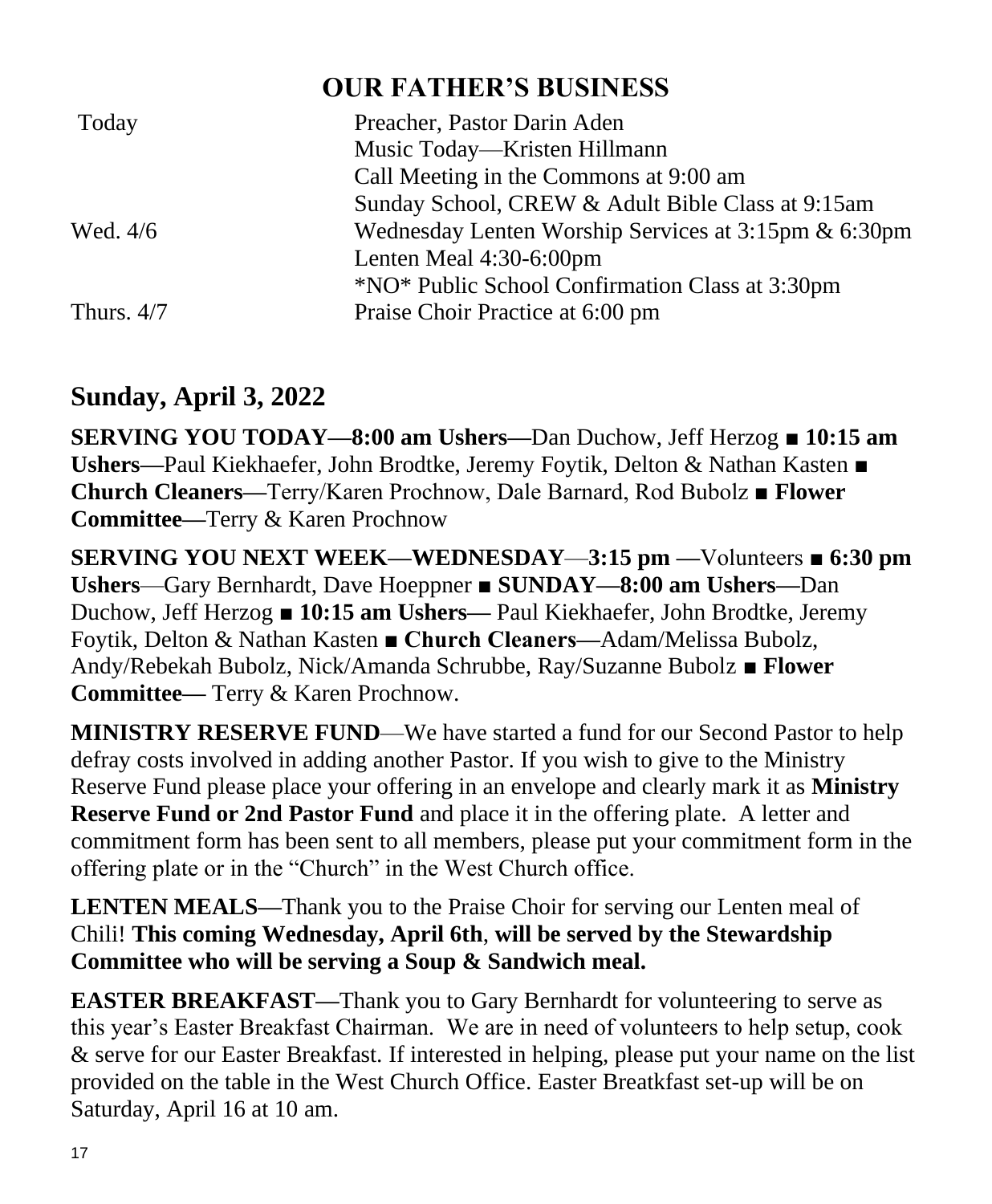# OUR FATHER'S BUSINESS

| | |
|---|---|
| Today | Preacher, Pastor Darin Aden |
| | Music Today—Kristen Hillmann |
| | Call Meeting in the Commons at 9:00 am |
| | Sunday School, CREW & Adult Bible Class at 9:15am |
| Wed. 4/6 | Wednesday Lenten Worship Services at 3:15pm & 6:30pm |
| | Lenten Meal 4:30-6:00pm |
| | *NO* Public School Confirmation Class at 3:30pm |
| Thurs. 4/7 | Praise Choir Practice at 6:00 pm |

## Sunday, April 3, 2022

**SERVING YOU TODAY—8:00 am Ushers**—Dan Duchow, Jeff Herzog ■ **10:15 am Ushers—**Paul Kiekhaefer, John Brodtke, Jeremy Foytik, Delton & Nathan Kasten ■ **Church Cleaners—**Terry/Karen Prochnow, Dale Barnard, Rod Bubolz ■ **Flower Committee—**Terry & Karen Prochnow

**SERVING YOU NEXT WEEK—WEDNESDAY**—**3:15 pm —**Volunteers ■ **6:30 pm Ushers**—Gary Bernhardt, Dave Hoeppner ■ **SUNDAY—8:00 am Ushers—**Dan Duchow, Jeff Herzog ■ **10:15 am Ushers—** Paul Kiekhaefer, John Brodtke, Jeremy Foytik, Delton & Nathan Kasten ■ **Church Cleaners—**Adam/Melissa Bubolz, Andy/Rebekah Bubolz, Nick/Amanda Schrubbe, Ray/Suzanne Bubolz ■ **Flower Committee—** Terry & Karen Prochnow.

**MINISTRY RESERVE FUND**—We have started a fund for our Second Pastor to help defray costs involved in adding another Pastor. If you wish to give to the Ministry Reserve Fund please place your offering in an envelope and clearly mark it as **Ministry Reserve Fund or 2nd Pastor Fund** and place it in the offering plate. A letter and commitment form has been sent to all members, please put your commitment form in the offering plate or in the "Church" in the West Church office.

**LENTEN MEALS—**Thank you to the Praise Choir for serving our Lenten meal of Chili! **This coming Wednesday, April 6th**, **will be served by the Stewardship Committee who will be serving a Soup & Sandwich meal.**

**EASTER BREAKFAST—**Thank you to Gary Bernhardt for volunteering to serve as this year's Easter Breakfast Chairman. We are in need of volunteers to help setup, cook & serve for our Easter Breakfast. If interested in helping, please put your name on the list provided on the table in the West Church Office. Easter Breatkfast set-up will be on Saturday, April 16 at 10 am.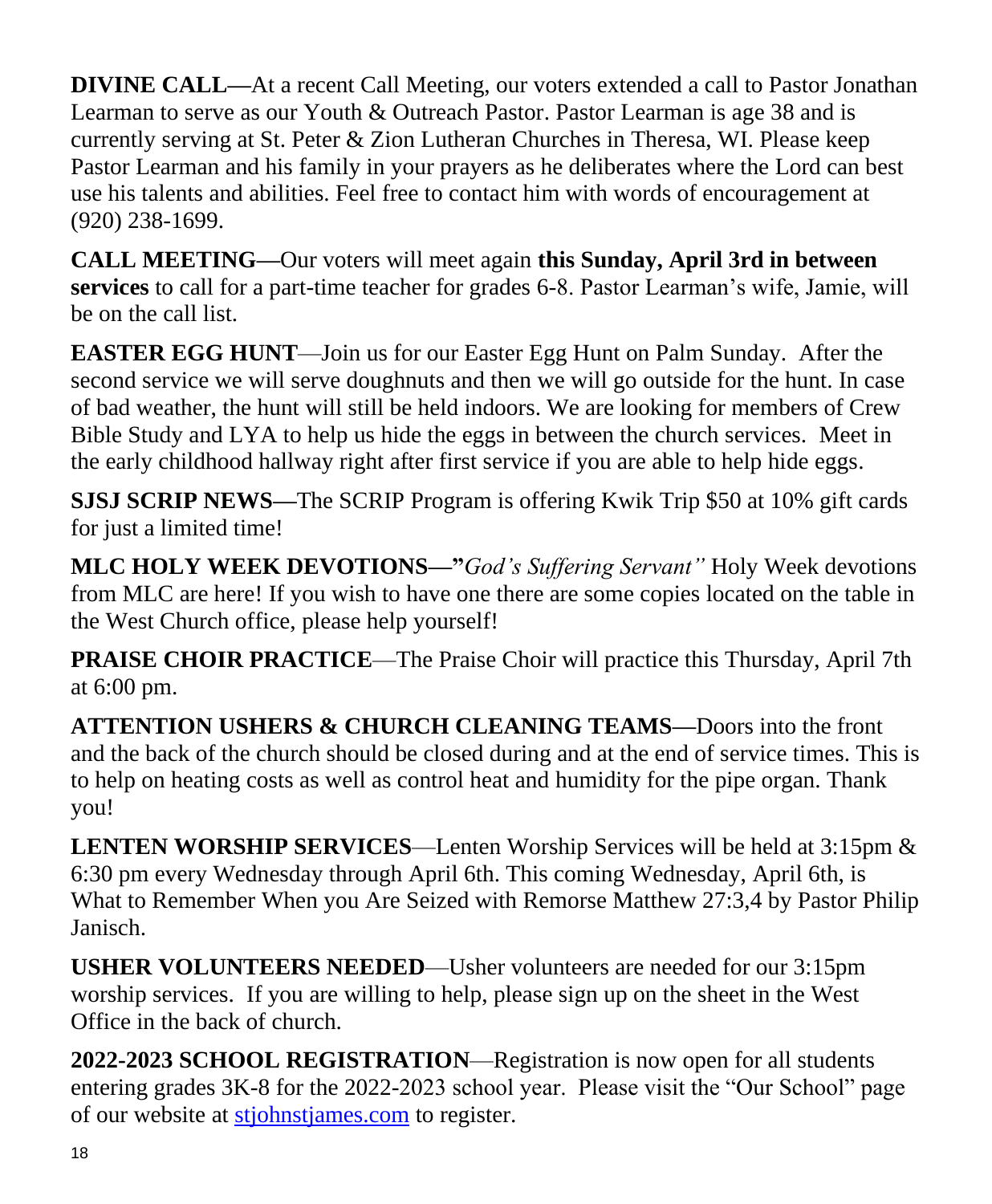**DIVINE CALL—**At a recent Call Meeting, our voters extended a call to Pastor Jonathan Learman to serve as our Youth & Outreach Pastor. Pastor Learman is age 38 and is currently serving at St. Peter & Zion Lutheran Churches in Theresa, WI. Please keep Pastor Learman and his family in your prayers as he deliberates where the Lord can best use his talents and abilities. Feel free to contact him with words of encouragement at (920) 238-1699.

**CALL MEETING—**Our voters will meet again **this Sunday, April 3rd in between services** to call for a part-time teacher for grades 6-8. Pastor Learman's wife, Jamie, will be on the call list.

**EASTER EGG HUNT**—Join us for our Easter Egg Hunt on Palm Sunday. After the second service we will serve doughnuts and then we will go outside for the hunt. In case of bad weather, the hunt will still be held indoors. We are looking for members of Crew Bible Study and LYA to help us hide the eggs in between the church services. Meet in the early childhood hallway right after first service if you are able to help hide eggs.

**SJSJ SCRIP NEWS—**The SCRIP Program is offering Kwik Trip $50 at 10% gift cards for just a limited time!

**MLC HOLY WEEK DEVOTIONS—"***God's Suffering Servant"* Holy Week devotions from MLC are here! If you wish to have one there are some copies located on the table in the West Church office, please help yourself!

**PRAISE CHOIR PRACTICE**—The Praise Choir will practice this Thursday, April 7th at 6:00 pm.

**ATTENTION USHERS & CHURCH CLEANING TEAMS—**Doors into the front and the back of the church should be closed during and at the end of service times. This is to help on heating costs as well as control heat and humidity for the pipe organ. Thank you!

**LENTEN WORSHIP SERVICES**—Lenten Worship Services will be held at 3:15pm & 6:30 pm every Wednesday through April 6th. This coming Wednesday, April 6th, is What to Remember When you Are Seized with Remorse Matthew 27:3,4 by Pastor Philip Janisch.

**USHER VOLUNTEERS NEEDED**—Usher volunteers are needed for our 3:15pm worship services. If you are willing to help, please sign up on the sheet in the West Office in the back of church.

**2022-2023 SCHOOL REGISTRATION**—Registration is now open for all students entering grades 3K-8 for the 2022-2023 school year. Please visit the "Our School" page of our website at stjohnstjames.com to register.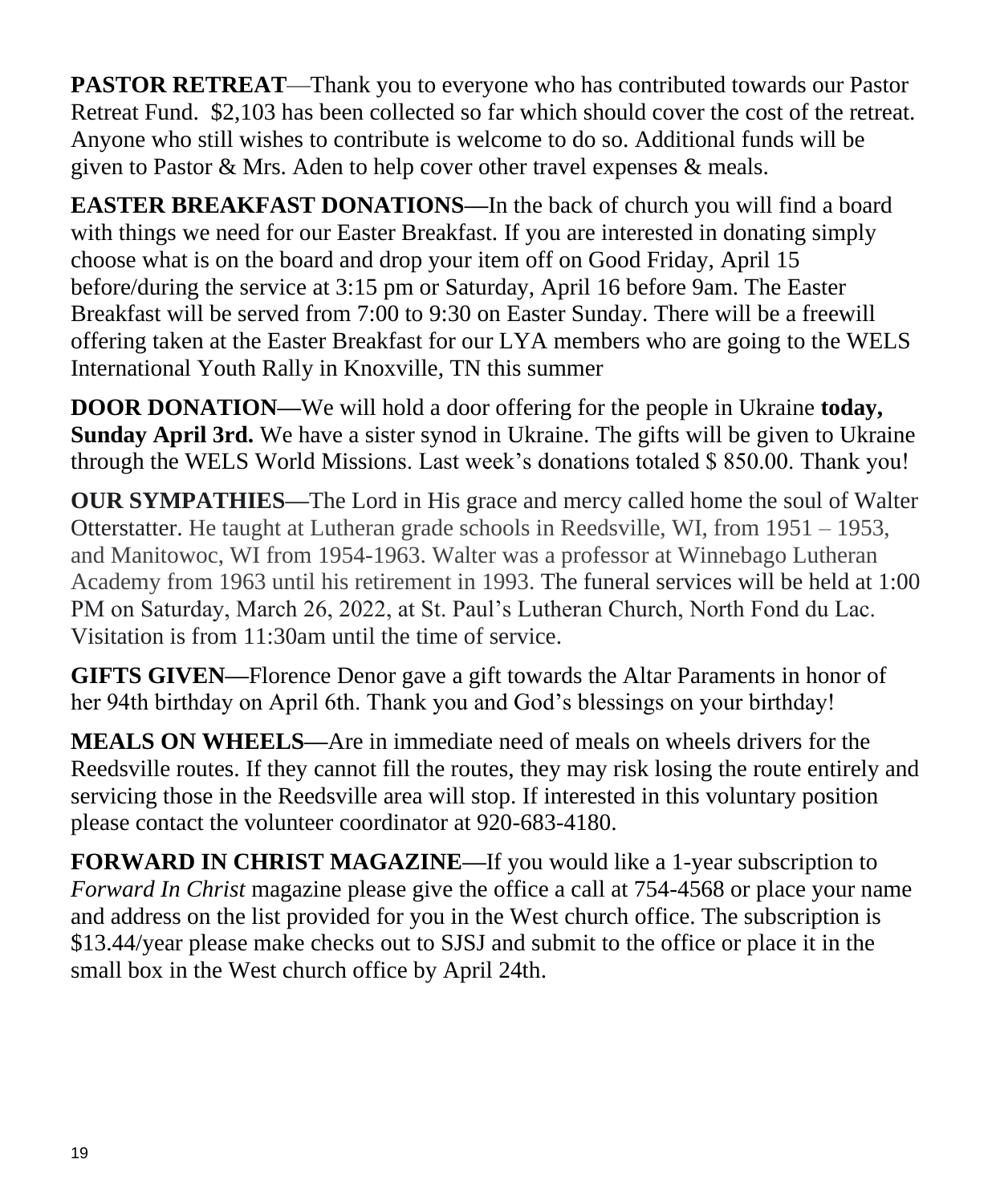**PASTOR RETREAT**—Thank you to everyone who has contributed towards our Pastor Retreat Fund. $2,103 has been collected so far which should cover the cost of the retreat. Anyone who still wishes to contribute is welcome to do so. Additional funds will be given to Pastor & Mrs. Aden to help cover other travel expenses & meals.

**EASTER BREAKFAST DONATIONS—**In the back of church you will find a board with things we need for our Easter Breakfast. If you are interested in donating simply choose what is on the board and drop your item off on Good Friday, April 15 before/during the service at 3:15 pm or Saturday, April 16 before 9am. The Easter Breakfast will be served from 7:00 to 9:30 on Easter Sunday. There will be a freewill offering taken at the Easter Breakfast for our LYA members who are going to the WELS International Youth Rally in Knoxville, TN this summer

**DOOR DONATION—**We will hold a door offering for the people in Ukraine **today, Sunday April 3rd.** We have a sister synod in Ukraine. The gifts will be given to Ukraine through the WELS World Missions. Last week's donations totaled $ 850.00. Thank you!

**OUR SYMPATHIES—**The Lord in His grace and mercy called home the soul of Walter Otterstatter. He taught at Lutheran grade schools in Reedsville, WI, from 1951 – 1953, and Manitowoc, WI from 1954-1963. Walter was a professor at Winnebago Lutheran Academy from 1963 until his retirement in 1993. The funeral services will be held at 1:00 PM on Saturday, March 26, 2022, at St. Paul's Lutheran Church, North Fond du Lac. Visitation is from 11:30am until the time of service.

**GIFTS GIVEN—**Florence Denor gave a gift towards the Altar Paraments in honor of her 94th birthday on April 6th. Thank you and God's blessings on your birthday!

**MEALS ON WHEELS—**Are in immediate need of meals on wheels drivers for the Reedsville routes. If they cannot fill the routes, they may risk losing the route entirely and servicing those in the Reedsville area will stop. If interested in this voluntary position please contact the volunteer coordinator at 920-683-4180.

**FORWARD IN CHRIST MAGAZINE—**If you would like a 1-year subscription to *Forward In Christ* magazine please give the office a call at 754-4568 or place your name and address on the list provided for you in the West church office. The subscription is $13.44/year please make checks out to SJSJ and submit to the office or place it in the small box in the West church office by April 24th.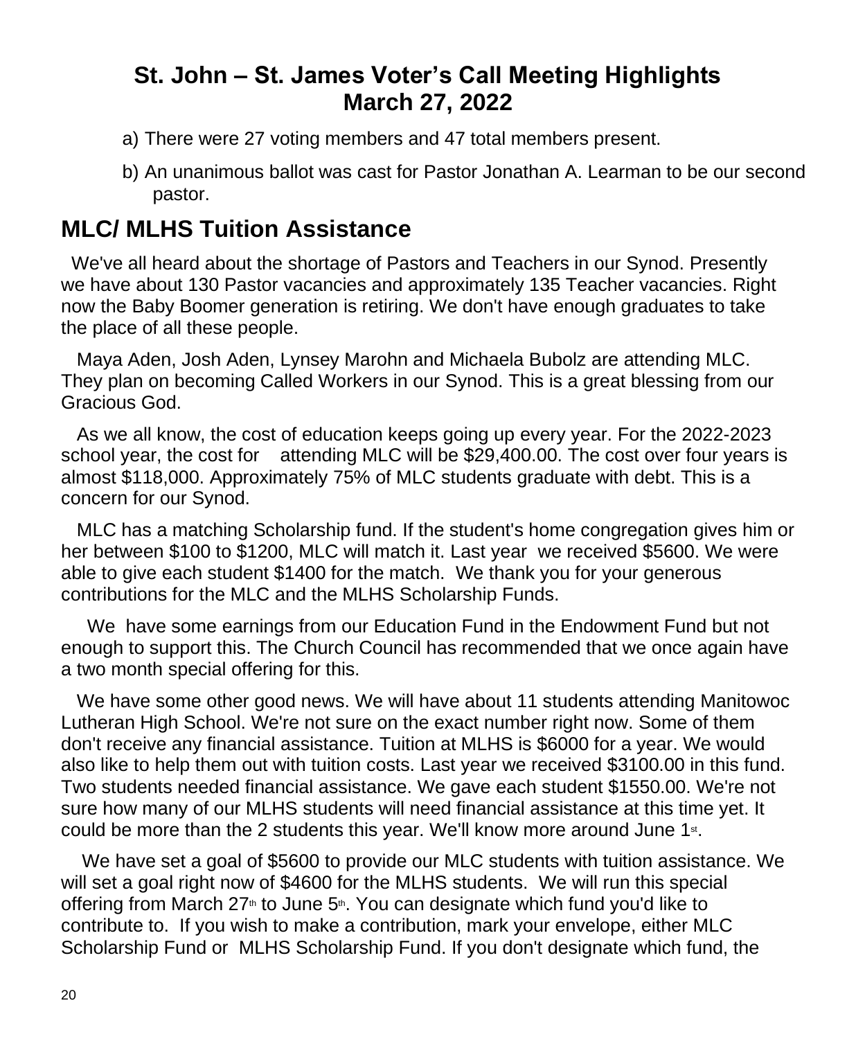## St. John – St. James Voter's Call Meeting Highlights
## March 27, 2022

a) There were 27 voting members and 47 total members present.

b) An unanimous ballot was cast for Pastor Jonathan A. Learman to be our second pastor.

## MLC/ MLHS Tuition Assistance

We've all heard about the shortage of Pastors and Teachers in our Synod. Presently we have about 130 Pastor vacancies and approximately 135 Teacher vacancies. Right now the Baby Boomer generation is retiring. We don't have enough graduates to take the place of all these people.

Maya Aden, Josh Aden, Lynsey Marohn and Michaela Bubolz are attending MLC. They plan on becoming Called Workers in our Synod. This is a great blessing from our Gracious God.

As we all know, the cost of education keeps going up every year. For the 2022-2023 school year, the cost for attending MLC will be $29,400.00. The cost over four years is almost $118,000. Approximately 75% of MLC students graduate with debt. This is a concern for our Synod.

MLC has a matching Scholarship fund. If the student's home congregation gives him or her between $100 to $1200, MLC will match it. Last year we received $5600. We were able to give each student $1400 for the match. We thank you for your generous contributions for the MLC and the MLHS Scholarship Funds.

We have some earnings from our Education Fund in the Endowment Fund but not enough to support this. The Church Council has recommended that we once again have a two month special offering for this.

We have some other good news. We will have about 11 students attending Manitowoc Lutheran High School. We're not sure on the exact number right now. Some of them don't receive any financial assistance. Tuition at MLHS is $6000 for a year. We would also like to help them out with tuition costs. Last year we received $3100.00 in this fund. Two students needed financial assistance. We gave each student $1550.00. We're not sure how many of our MLHS students will need financial assistance at this time yet. It could be more than the 2 students this year. We'll know more around June 1st.

We have set a goal of $5600 to provide our MLC students with tuition assistance. We will set a goal right now of $4600 for the MLHS students. We will run this special offering from March 27th to June 5th. You can designate which fund you'd like to contribute to. If you wish to make a contribution, mark your envelope, either MLC Scholarship Fund or MLHS Scholarship Fund. If you don't designate which fund, the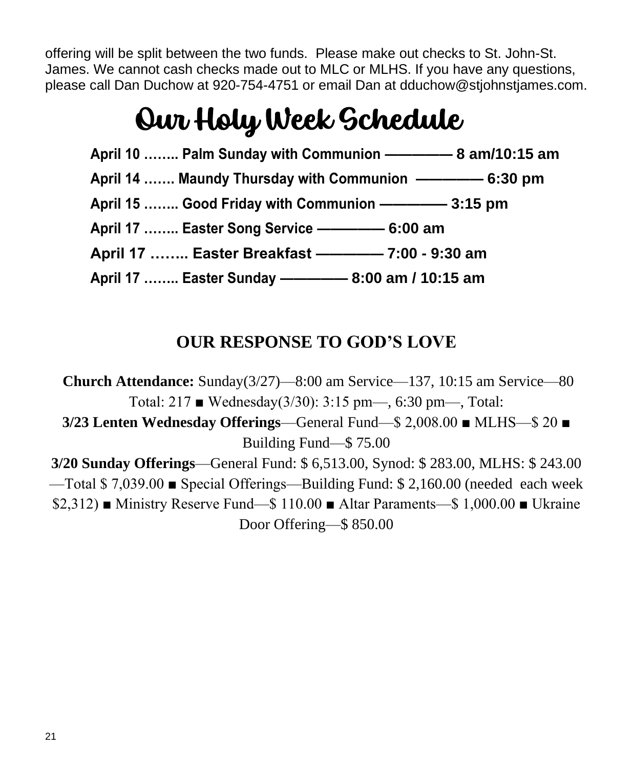offering will be split between the two funds. Please make out checks to St. John-St. James. We cannot cash checks made out to MLC or MLHS. If you have any questions, please call Dan Duchow at 920-754-4751 or email Dan at dduchow@stjohnstjames.com.

# Our Holy Week Schedule

**April 10 …….. Palm Sunday with Communion ————— 8 am/10:15 am**

**April 14 ……. Maundy Thursday with Communion ————— 6:30 pm**

**April 15 …….. Good Friday with Communion ————— 3:15 pm**

**April 17 …….. Easter Song Service ————— 6:00 am**

**April 17 …….. Easter Breakfast ————— 7:00 - 9:30 am**

**April 17 …….. Easter Sunday ————— 8:00 am / 10:15 am**

## OUR RESPONSE TO GOD'S LOVE

**Church Attendance:** Sunday(3/27)—8:00 am Service—137, 10:15 am Service—80 Total: 217 ■ Wednesday(3/30): 3:15 pm—, 6:30 pm—, Total:

**3/23 Lenten Wednesday Offerings**—General Fund—$ 2,008.00 ■ MLHS—$ 20 ■ Building Fund—$ 75.00

**3/20 Sunday Offerings**—General Fund: $ 6,513.00, Synod: $ 283.00, MLHS: $ 243.00 —Total $ 7,039.00 ■ Special Offerings—Building Fund: $ 2,160.00 (needed each week $2,312) ■ Ministry Reserve Fund—$ 110.00 ■ Altar Paraments—$ 1,000.00 ■ Ukraine Door Offering—$ 850.00